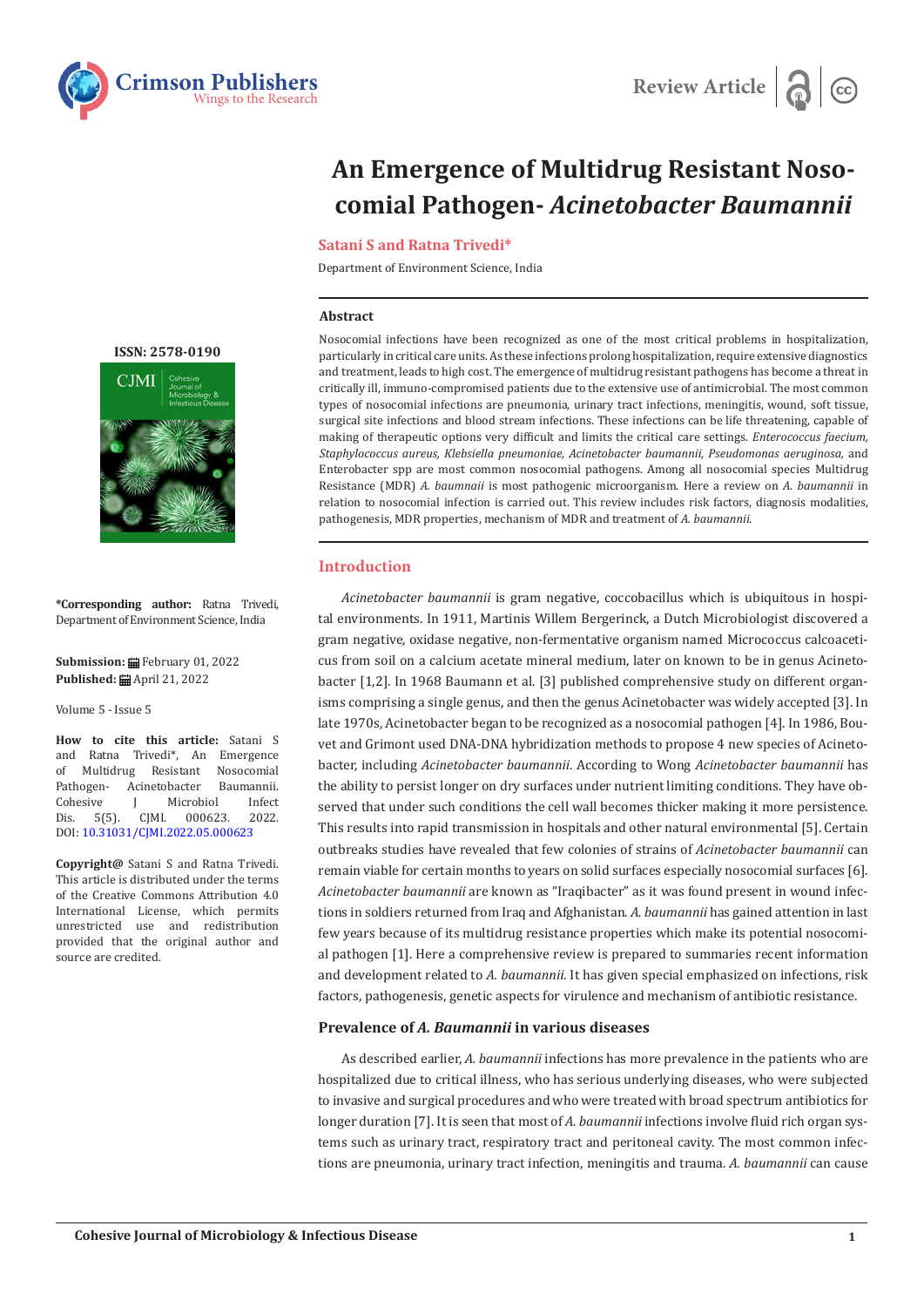Review Article

# An Emergence of Multidrug Resistant Nosocomial Pathogen- *Acinetobacter Baumannii*

**Satani S and Ratna Trivedi***

Department of Environment Science, India

ISSN: 2578-0190

**\*Corresponding author:** Ratna Trivedi, Department of Environment Science, India

**Submission:** February 01, 2022
**Published:** April 21, 2022

Volume 5 - Issue 5

**How to cite this article:** Satani S and Ratna Trivedi*, An Emergence of Multidrug Resistant Nosocomial Pathogen- Acinetobacter Baumannii. Cohesive J Microbiol Infect Dis. 5(5). CJMI. 000623. 2022. DOI: 10.31031/CJMI.2022.05.000623

**Copyright@** Satani S and Ratna Trivedi. This article is distributed under the terms of the Creative Commons Attribution 4.0 International License, which permits unrestricted use and redistribution provided that the original author and source are credited.

## Abstract

Nosocomial infections have been recognized as one of the most critical problems in hospitalization, particularly in critical care units. As these infections prolong hospitalization, require extensive diagnostics and treatment, leads to high cost. The emergence of multidrug resistant pathogens has become a threat in critically ill, immuno-compromised patients due to the extensive use of antimicrobial. The most common types of nosocomial infections are pneumonia, urinary tract infections, meningitis, wound, soft tissue, surgical site infections and blood stream infections. These infections can be life threatening, capable of making of therapeutic options very difficult and limits the critical care settings. *Enterococcus faecium, Staphylococcus aureus, Klebsiella pneumoniae, Acinetobacter baumannii, Pseudomonas aeruginosa,* and Enterobacter spp are most common nosocomial pathogens. Among all nosocomial species Multidrug Resistance (MDR) *A. baumnaii* is most pathogenic microorganism. Here a review on *A. baumannii* in relation to nosocomial infection is carried out. This review includes risk factors, diagnosis modalities, pathogenesis, MDR properties, mechanism of MDR and treatment of *A. baumannii.*

## Introduction

*Acinetobacter baumannii* is gram negative, coccobacillus which is ubiquitous in hospital environments. In 1911, Martinis Willem Bergerinck, a Dutch Microbiologist discovered a gram negative, oxidase negative, non-fermentative organism named Micrococcus calcoaceticus from soil on a calcium acetate mineral medium, later on known to be in genus Acinetobacter [1,2]. In 1968 Baumann et al. [3] published comprehensive study on different organisms comprising a single genus, and then the genus Acinetobacter was widely accepted [3]. In late 1970s, Acinetobacter began to be recognized as a nosocomial pathogen [4]. In 1986, Bouvet and Grimont used DNA-DNA hybridization methods to propose 4 new species of Acinetobacter, including *Acinetobacter baumannii*. According to Wong *Acinetobacter baumannii* has the ability to persist longer on dry surfaces under nutrient limiting conditions. They have observed that under such conditions the cell wall becomes thicker making it more persistence. This results into rapid transmission in hospitals and other natural environmental [5]. Certain outbreaks studies have revealed that few colonies of strains of *Acinetobacter baumannii* can remain viable for certain months to years on solid surfaces especially nosocomial surfaces [6]. *Acinetobacter baumannii* are known as "Iraqibacter" as it was found present in wound infections in soldiers returned from Iraq and Afghanistan. *A. baumannii* has gained attention in last few years because of its multidrug resistance properties which make its potential nosocomial pathogen [1]. Here a comprehensive review is prepared to summaries recent information and development related to *A. baumannii*. It has given special emphasized on infections, risk factors, pathogenesis, genetic aspects for virulence and mechanism of antibiotic resistance.

### Prevalence of *A. Baumannii* in various diseases

As described earlier, *A. baumannii* infections has more prevalence in the patients who are hospitalized due to critical illness, who has serious underlying diseases, who were subjected to invasive and surgical procedures and who were treated with broad spectrum antibiotics for longer duration [7]. It is seen that most of *A. baumannii* infections involve fluid rich organ systems such as urinary tract, respiratory tract and peritoneal cavity. The most common infections are pneumonia, urinary tract infection, meningitis and trauma. *A. baumannii* can cause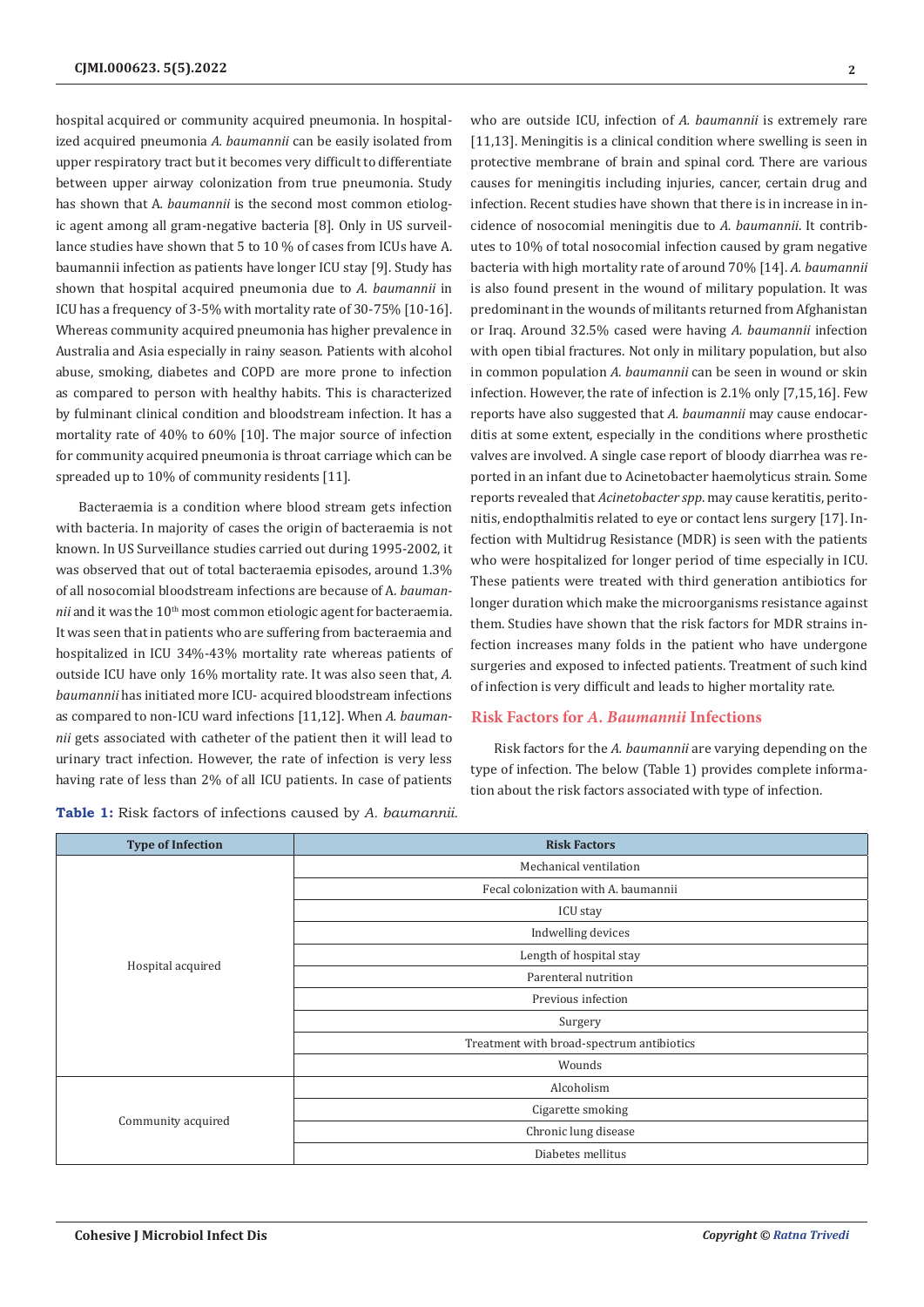hospital acquired or community acquired pneumonia. In hospitalized acquired pneumonia *A. baumannii* can be easily isolated from upper respiratory tract but it becomes very difficult to differentiate between upper airway colonization from true pneumonia. Study has shown that A. *baumannii* is the second most common etiologic agent among all gram-negative bacteria [8]. Only in US surveillance studies have shown that 5 to 10 % of cases from ICUs have A. baumannii infection as patients have longer ICU stay [9]. Study has shown that hospital acquired pneumonia due to *A. baumannii* in ICU has a frequency of 3-5% with mortality rate of 30-75% [10-16]. Whereas community acquired pneumonia has higher prevalence in Australia and Asia especially in rainy season. Patients with alcohol abuse, smoking, diabetes and COPD are more prone to infection as compared to person with healthy habits. This is characterized by fulminant clinical condition and bloodstream infection. It has a mortality rate of 40% to 60% [10]. The major source of infection for community acquired pneumonia is throat carriage which can be spreaded up to 10% of community residents [11].

Bacteraemia is a condition where blood stream gets infection with bacteria. In majority of cases the origin of bacteraemia is not known. In US Surveillance studies carried out during 1995-2002, it was observed that out of total bacteraemia episodes, around 1.3% of all nosocomial bloodstream infections are because of A. *baumannii* and it was the 10th most common etiologic agent for bacteraemia. It was seen that in patients who are suffering from bacteraemia and hospitalized in ICU 34%-43% mortality rate whereas patients of outside ICU have only 16% mortality rate. It was also seen that, *A. baumannii* has initiated more ICU- acquired bloodstream infections as compared to non-ICU ward infections [11,12]. When *A. baumannii* gets associated with catheter of the patient then it will lead to urinary tract infection. However, the rate of infection is very less having rate of less than 2% of all ICU patients. In case of patients who are outside ICU, infection of *A. baumannii* is extremely rare [11,13]. Meningitis is a clinical condition where swelling is seen in protective membrane of brain and spinal cord. There are various causes for meningitis including injuries, cancer, certain drug and infection. Recent studies have shown that there is in increase in incidence of nosocomial meningitis due to *A. baumannii*. It contributes to 10% of total nosocomial infection caused by gram negative bacteria with high mortality rate of around 70% [14]. *A. baumannii* is also found present in the wound of military population. It was predominant in the wounds of militants returned from Afghanistan or Iraq. Around 32.5% cased were having *A. baumannii* infection with open tibial fractures. Not only in military population, but also in common population *A. baumannii* can be seen in wound or skin infection. However, the rate of infection is 2.1% only [7,15,16]. Few reports have also suggested that *A. baumannii* may cause endocarditis at some extent, especially in the conditions where prosthetic valves are involved. A single case report of bloody diarrhea was reported in an infant due to Acinetobacter haemolyticus strain. Some reports revealed that *Acinetobacter spp*. may cause keratitis, peritonitis, endopthalmitis related to eye or contact lens surgery [17]. Infection with Multidrug Resistance (MDR) is seen with the patients who were hospitalized for longer period of time especially in ICU. These patients were treated with third generation antibiotics for longer duration which make the microorganisms resistance against them. Studies have shown that the risk factors for MDR strains infection increases many folds in the patient who have undergone surgeries and exposed to infected patients. Treatment of such kind of infection is very difficult and leads to higher mortality rate.

## Risk Factors for *A. Baumannii* Infections

Risk factors for the *A. baumannii* are varying depending on the type of infection. The below (Table 1) provides complete information about the risk factors associated with type of infection.

**Table 1:** Risk factors of infections caused by *A. baumannii*.

| Type of Infection | Risk Factors |
|---|---|
| Hospital acquired | Mechanical ventilation |
| | Fecal colonization with A. baumannii |
| | ICU stay |
| | Indwelling devices |
| | Length of hospital stay |
| | Parenteral nutrition |
| | Previous infection |
| | Surgery |
| | Treatment with broad-spectrum antibiotics |
| | Wounds |
| Community acquired | Alcoholism |
| | Cigarette smoking |
| | Chronic lung disease |
| | Diabetes mellitus |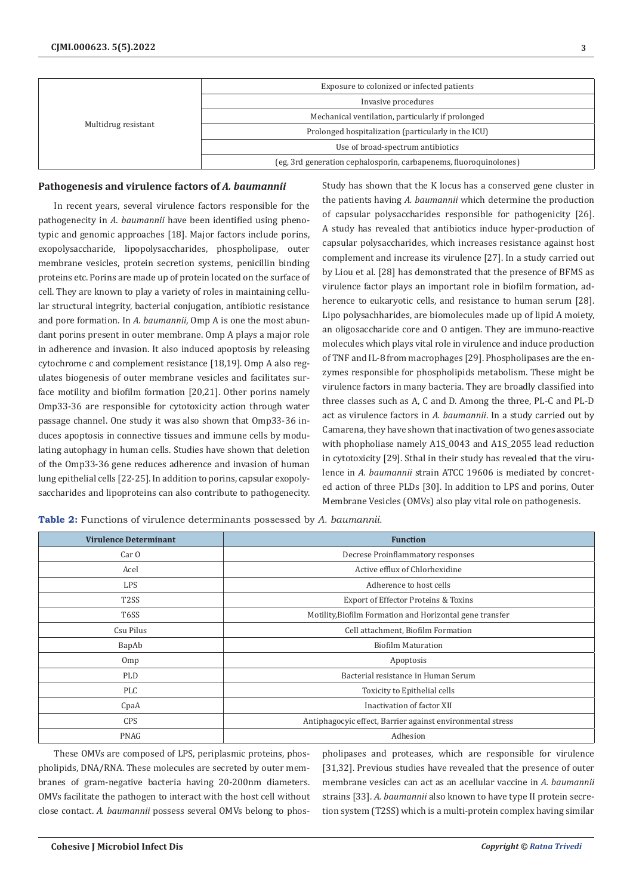| | |
|---|---|
| Multidrug resistant | Exposure to colonized or infected patients |
| | Invasive procedures |
| | Mechanical ventilation, particularly if prolonged |
| | Prolonged hospitalization (particularly in the ICU) |
| | Use of broad-spectrum antibiotics |
| | (eg, 3rd generation cephalosporin, carbapenems, fluoroquinolones) |

## Pathogenesis and virulence factors of *A. baumannii*

In recent years, several virulence factors responsible for the pathogenecity in *A. baumannii* have been identified using phenotypic and genomic approaches [18]. Major factors include porins, exopolysaccharide, lipopolysaccharides, phospholipase, outer membrane vesicles, protein secretion systems, penicillin binding proteins etc. Porins are made up of protein located on the surface of cell. They are known to play a variety of roles in maintaining cellular structural integrity, bacterial conjugation, antibiotic resistance and pore formation. In *A. baumannii*, Omp A is one the most abundant porins present in outer membrane. Omp A plays a major role in adherence and invasion. It also induced apoptosis by releasing cytochrome c and complement resistance [18,19]. Omp A also regulates biogenesis of outer membrane vesicles and facilitates surface motility and biofilm formation [20,21]. Other porins namely Omp33-36 are responsible for cytotoxicity action through water passage channel. One study it was also shown that Omp33-36 induces apoptosis in connective tissues and immune cells by modulating autophagy in human cells. Studies have shown that deletion of the Omp33-36 gene reduces adherence and invasion of human lung epithelial cells [22-25]. In addition to porins, capsular exopolysaccharides and lipoproteins can also contribute to pathogenecity. Study has shown that the K locus has a conserved gene cluster in the patients having *A. baumannii* which determine the production of capsular polysaccharides responsible for pathogenicity [26]. A study has revealed that antibiotics induce hyper-production of capsular polysaccharides, which increases resistance against host complement and increase its virulence [27]. In a study carried out by Liou et al. [28] has demonstrated that the presence of BFMS as virulence factor plays an important role in biofilm formation, adherence to eukaryotic cells, and resistance to human serum [28]. Lipo polysachharides, are biomolecules made up of lipid A moiety, an oligosaccharide core and O antigen. They are immuno-reactive molecules which plays vital role in virulence and induce production of TNF and IL-8 from macrophages [29]. Phospholipases are the enzymes responsible for phospholipids metabolism. These might be virulence factors in many bacteria. They are broadly classified into three classes such as A, C and D. Among the three, PL-C and PL-D act as virulence factors in *A. baumannii*. In a study carried out by Camarena, they have shown that inactivation of two genes associate with phopholiase namely A1S_0043 and A1S_2055 lead reduction in cytotoxicity [29]. Sthal in their study has revealed that the virulence in *A. baumannii* strain ATCC 19606 is mediated by concreted action of three PLDs [30]. In addition to LPS and porins, Outer Membrane Vesicles (OMVs) also play vital role on pathogenesis.

**Table 2:** Functions of virulence determinants possessed by *A. baumannii*.

| Virulence Determinant | Function |
|---|---|
| Car O | Decrese Proinflammatory responses |
| AceI | Active efflux of Chlorhexidine |
| LPS | Adherence to host cells |
| T2SS | Export of Effector Proteins & Toxins |
| T6SS | Motility,Biofilm Formation and Horizontal gene transfer |
| Csu Pilus | Cell attachment, Biofilm Formation |
| BapAb | Biofilm Maturation |
| Omp | Apoptosis |
| PLD | Bacterial resistance in Human Serum |
| PLC | Toxicity to Epithelial cells |
| CpaA | Inactivation of factor XII |
| CPS | Antiphagocyic effect, Barrier against environmental stress |
| PNAG | Adhesion |

These OMVs are composed of LPS, periplasmic proteins, phospholipids, DNA/RNA. These molecules are secreted by outer membranes of gram-negative bacteria having 20-200nm diameters. OMVs facilitate the pathogen to interact with the host cell without close contact. *A. baumannii* possess several OMVs belong to phospholipases and proteases, which are responsible for virulence [31,32]. Previous studies have revealed that the presence of outer membrane vesicles can act as an acellular vaccine in *A. baumannii* strains [33]. *A. baumannii* also known to have type II protein secretion system (T2SS) which is a multi-protein complex having similar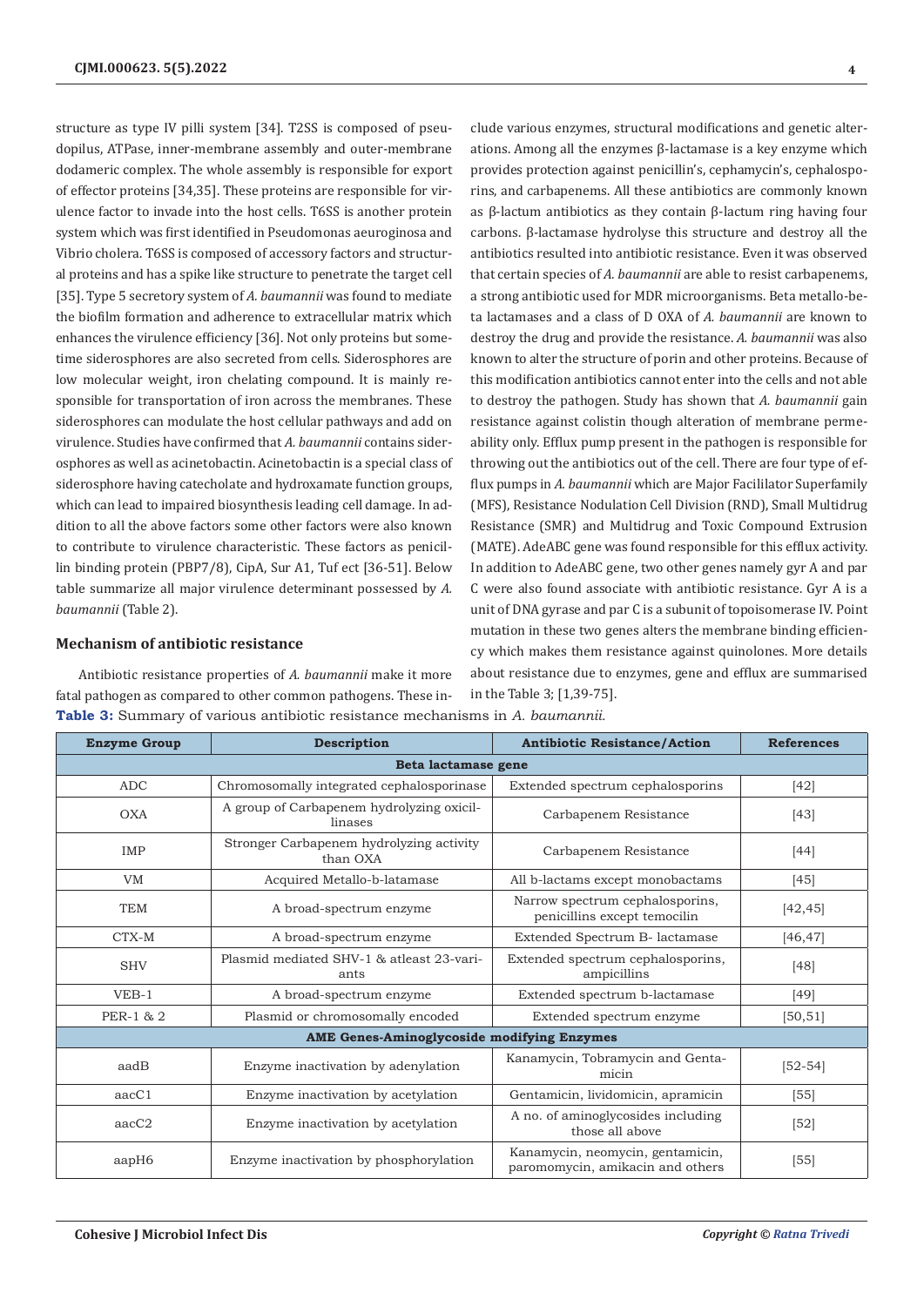structure as type IV pilli system [34]. T2SS is composed of pseudopilus, ATPase, inner-membrane assembly and outer-membrane dodameric complex. The whole assembly is responsible for export of effector proteins [34,35]. These proteins are responsible for virulence factor to invade into the host cells. T6SS is another protein system which was first identified in Pseudomonas aeuroginosa and Vibrio cholera. T6SS is composed of accessory factors and structural proteins and has a spike like structure to penetrate the target cell [35]. Type 5 secretory system of *A. baumannii* was found to mediate the biofilm formation and adherence to extracellular matrix which enhances the virulence efficiency [36]. Not only proteins but sometime siderosphores are also secreted from cells. Siderosphores are low molecular weight, iron chelating compound. It is mainly responsible for transportation of iron across the membranes. These siderosphores can modulate the host cellular pathways and add on virulence. Studies have confirmed that *A. baumannii* contains siderosphores as well as acinetobactin. Acinetobactin is a special class of siderosphore having catecholate and hydroxamate function groups, which can lead to impaired biosynthesis leading cell damage. In addition to all the above factors some other factors were also known to contribute to virulence characteristic. These factors as penicillin binding protein (PBP7/8), CipA, Sur A1, Tuf ect [36-51]. Below table summarize all major virulence determinant possessed by *A. baumannii* (Table 2).

## Mechanism of antibiotic resistance

Antibiotic resistance properties of *A. baumannii* make it more fatal pathogen as compared to other common pathogens. These include various enzymes, structural modifications and genetic alterations. Among all the enzymes β-lactamase is a key enzyme which provides protection against penicillin's, cephamycin's, cephalosporins, and carbapenems. All these antibiotics are commonly known as β-lactum antibiotics as they contain β-lactum ring having four carbons. β-lactamase hydrolyse this structure and destroy all the antibiotics resulted into antibiotic resistance. Even it was observed that certain species of *A. baumannii* are able to resist carbapenems, a strong antibiotic used for MDR microorganisms. Beta metallo-beta lactamases and a class of D OXA of *A. baumannii* are known to destroy the drug and provide the resistance. *A. baumannii* was also known to alter the structure of porin and other proteins. Because of this modification antibiotics cannot enter into the cells and not able to destroy the pathogen. Study has shown that *A. baumannii* gain resistance against colistin though alteration of membrane permeability only. Efflux pump present in the pathogen is responsible for throwing out the antibiotics out of the cell. There are four type of efflux pumps in *A. baumannii* which are Major Facililator Superfamily (MFS), Resistance Nodulation Cell Division (RND), Small Multidrug Resistance (SMR) and Multidrug and Toxic Compound Extrusion (MATE). AdeABC gene was found responsible for this efflux activity. In addition to AdeABC gene, two other genes namely gyr A and par C were also found associate with antibiotic resistance. Gyr A is a unit of DNA gyrase and par C is a subunit of topoisomerase IV. Point mutation in these two genes alters the membrane binding efficiency which makes them resistance against quinolones. More details about resistance due to enzymes, gene and efflux are summarised in the Table 3; [1,39-75].

**Table 3:** Summary of various antibiotic resistance mechanisms in *A. baumannii.*

| Enzyme Group | Description | Antibiotic Resistance/Action | References |
|---|---|---|---|
| **Beta lactamase gene** | | | |
| ADC | Chromosomally integrated cephalosporinase | Extended spectrum cephalosporins | [42] |
| OXA | A group of Carbapenem hydrolyzing oxicillinases | Carbapenem Resistance | [43] |
| IMP | Stronger Carbapenem hydrolyzing activity than OXA | Carbapenem Resistance | [44] |
| VM | Acquired Metallo-b-latamase | All b-lactams except monobactams | [45] |
| TEM | A broad-spectrum enzyme | Narrow spectrum cephalosporins, penicillins except temocilin | [42,45] |
| CTX-M | A broad-spectrum enzyme | Extended Spectrum B- lactamase | [46,47] |
| SHV | Plasmid mediated SHV-1 & atleast 23-variants | Extended spectrum cephalosporins, ampicillins | [48] |
| VEB-1 | A broad-spectrum enzyme | Extended spectrum b-lactamase | [49] |
| PER-1 & 2 | Plasmid or chromosomally encoded | Extended spectrum enzyme | [50,51] |
| **AME Genes-Aminoglycoside modifying Enzymes** | | | |
| aadB | Enzyme inactivation by adenylation | Kanamycin, Tobramycin and Gentamicin | [52-54] |
| aacC1 | Enzyme inactivation by acetylation | Gentamicin, lividomicin, apramicin | [55] |
| aacC2 | Enzyme inactivation by acetylation | A no. of aminoglycosides including those all above | [52] |
| aapH6 | Enzyme inactivation by phosphorylation | Kanamycin, neomycin, gentamicin, paromomycin, amikacin and others | [55] |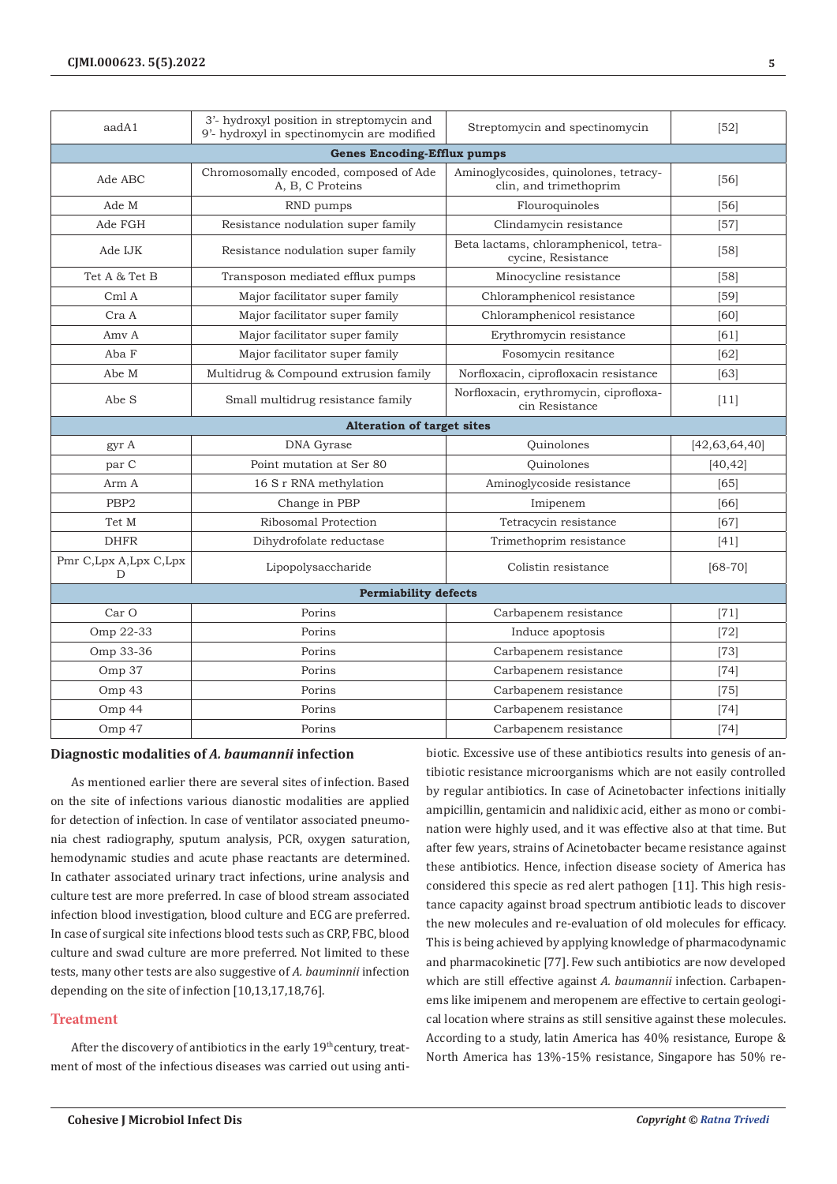| aadA1 | 3'- hydroxyl position in streptomycin and 9'- hydroxyl in spectinomycin are modified | Streptomycin and spectinomycin | [52] |
|---|---|---|---|
| **Genes Encoding-Efflux pumps** | | | |
| Ade ABC | Chromosomally encoded, composed of Ade A, B, C Proteins | Aminoglycosides, quinolones, tetracyclin, and trimethoprim | [56] |
| Ade M | RND pumps | Flouroquinoles | [56] |
| Ade FGH | Resistance nodulation super family | Clindamycin resistance | [57] |
| Ade IJK | Resistance nodulation super family | Beta lactams, chloramphenicol, tetracycine, Resistance | [58] |
| Tet A & Tet B | Transposon mediated efflux pumps | Minocycline resistance | [58] |
| Cml A | Major facilitator super family | Chloramphenicol resistance | [59] |
| Cra A | Major facilitator super family | Chloramphenicol resistance | [60] |
| Amv A | Major facilitator super family | Erythromycin resistance | [61] |
| Aba F | Major facilitator super family | Fosomycin resitance | [62] |
| Abe M | Multidrug & Compound extrusion family | Norfloxacin, ciprofloxacin resistance | [63] |
| Abe S | Small multidrug resistance family | Norfloxacin, erythromycin, ciprofloxacin Resistance | [11] |
| **Alteration of target sites** | | | |
| gyr A | DNA Gyrase | Quinolones | [42,63,64,40] |
| par C | Point mutation at Ser 80 | Quinolones | [40,42] |
| Arm A | 16 S r RNA methylation | Aminoglycoside resistance | [65] |
| PBP2 | Change in PBP | Imipenem | [66] |
| Tet M | Ribosomal Protection | Tetracycin resistance | [67] |
| DHFR | Dihydrofolate reductase | Trimethoprim resistance | [41] |
| Pmr C,Lpx A,Lpx C,Lpx D | Lipopolysaccharide | Colistin resistance | [68-70] |
| **Permiability defects** | | | |
| Car O | Porins | Carbapenem resistance | [71] |
| Omp 22-33 | Porins | Induce apoptosis | [72] |
| Omp 33-36 | Porins | Carbapenem resistance | [73] |
| Omp 37 | Porins | Carbapenem resistance | [74] |
| Omp 43 | Porins | Carbapenem resistance | [75] |
| Omp 44 | Porins | Carbapenem resistance | [74] |
| Omp 47 | Porins | Carbapenem resistance | [74] |

## Diagnostic modalities of *A. baumannii* infection

As mentioned earlier there are several sites of infection. Based on the site of infections various dianostic modalities are applied for detection of infection. In case of ventilator associated pneumonia chest radiography, sputum analysis, PCR, oxygen saturation, hemodynamic studies and acute phase reactants are determined. In cathater associated urinary tract infections, urine analysis and culture test are more preferred. In case of blood stream associated infection blood investigation, blood culture and ECG are preferred. In case of surgical site infections blood tests such as CRP, FBC, blood culture and swad culture are more preferred. Not limited to these tests, many other tests are also suggestive of *A. bauminnii* infection depending on the site of infection [10,13,17,18,76].

## Treatment

After the discovery of antibiotics in the early 19th century, treatment of most of the infectious diseases was carried out using antibiotic. Excessive use of these antibiotics results into genesis of antibiotic resistance microorganisms which are not easily controlled by regular antibiotics. In case of Acinetobacter infections initially ampicillin, gentamicin and nalidixic acid, either as mono or combination were highly used, and it was effective also at that time. But after few years, strains of Acinetobacter became resistance against these antibiotics. Hence, infection disease society of America has considered this specie as red alert pathogen [11]. This high resistance capacity against broad spectrum antibiotic leads to discover the new molecules and re-evaluation of old molecules for efficacy. This is being achieved by applying knowledge of pharmacodynamic and pharmacokinetic [77]. Few such antibiotics are now developed which are still effective against *A. baumannii* infection. Carbapenems like imipenem and meropenem are effective to certain geological location where strains as still sensitive against these molecules. According to a study, latin America has 40% resistance, Europe & North America has 13%-15% resistance, Singapore has 50% re-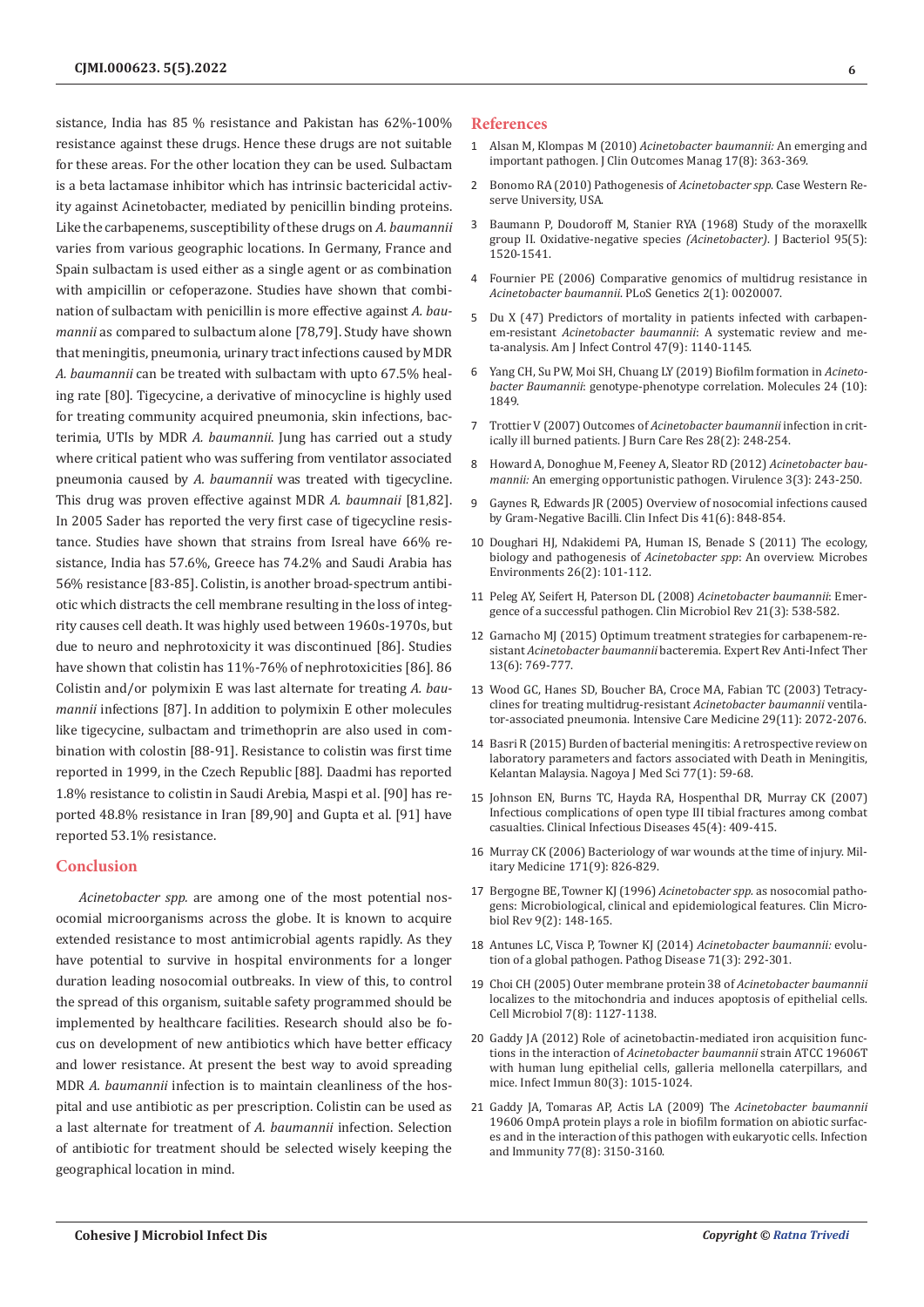sistance, India has 85 % resistance and Pakistan has 62%-100% resistance against these drugs. Hence these drugs are not suitable for these areas. For the other location they can be used. Sulbactam is a beta lactamase inhibitor which has intrinsic bactericidal activity against Acinetobacter, mediated by penicillin binding proteins. Like the carbapenems, susceptibility of these drugs on *A. baumannii* varies from various geographic locations. In Germany, France and Spain sulbactam is used either as a single agent or as combination with ampicillin or cefoperazone. Studies have shown that combination of sulbactam with penicillin is more effective against *A. baumannii* as compared to sulbactum alone [78,79]. Study have shown that meningitis, pneumonia, urinary tract infections caused by MDR *A. baumannii* can be treated with sulbactam with upto 67.5% healing rate [80]. Tigecycine, a derivative of minocycline is highly used for treating community acquired pneumonia, skin infections, bacterimia, UTIs by MDR *A. baumannii*. Jung has carried out a study where critical patient who was suffering from ventilator associated pneumonia caused by *A. baumannii* was treated with tigecycline. This drug was proven effective against MDR *A. baumnaii* [81,82]. In 2005 Sader has reported the very first case of tigecycline resistance. Studies have shown that strains from Isreal have 66% resistance, India has 57.6%, Greece has 74.2% and Saudi Arabia has 56% resistance [83-85]. Colistin, is another broad-spectrum antibiotic which distracts the cell membrane resulting in the loss of integrity causes cell death. It was highly used between 1960s-1970s, but due to neuro and nephrotoxicity it was discontinued [86]. Studies have shown that colistin has 11%-76% of nephrotoxicities [86]. 86 Colistin and/or polymixin E was last alternate for treating *A. baumannii* infections [87]. In addition to polymixin E other molecules like tigecycine, sulbactam and trimethoprin are also used in combination with colostin [88-91]. Resistance to colistin was first time reported in 1999, in the Czech Republic [88]. Daadmi has reported 1.8% resistance to colistin in Saudi Arebia, Maspi et al. [90] has reported 48.8% resistance in Iran [89,90] and Gupta et al. [91] have reported 53.1% resistance.

## Conclusion

*Acinetobacter spp.* are among one of the most potential nosocomial microorganisms across the globe. It is known to acquire extended resistance to most antimicrobial agents rapidly. As they have potential to survive in hospital environments for a longer duration leading nosocomial outbreaks. In view of this, to control the spread of this organism, suitable safety programmed should be implemented by healthcare facilities. Research should also be focus on development of new antibiotics which have better efficacy and lower resistance. At present the best way to avoid spreading MDR *A. baumannii* infection is to maintain cleanliness of the hospital and use antibiotic as per prescription. Colistin can be used as a last alternate for treatment of *A. baumannii* infection. Selection of antibiotic for treatment should be selected wisely keeping the geographical location in mind.

## References

1. Alsan M, Klompas M (2010) *Acinetobacter baumannii:* An emerging and important pathogen. J Clin Outcomes Manag 17(8): 363-369.
2. Bonomo RA (2010) Pathogenesis of *Acinetobacter spp*. Case Western Reserve University, USA.
3. Baumann P, Doudoroff M, Stanier RYA (1968) Study of the moraxellk group II. Oxidative-negative species *(Acinetobacter)*. J Bacteriol 95(5): 1520-1541.
4. Fournier PE (2006) Comparative genomics of multidrug resistance in *Acinetobacter baumannii*. PLoS Genetics 2(1): 0020007.
5. Du X (47) Predictors of mortality in patients infected with carbapenem-resistant *Acinetobacter baumannii*: A systematic review and meta-analysis. Am J Infect Control 47(9): 1140-1145.
6. Yang CH, Su PW, Moi SH, Chuang LY (2019) Biofilm formation in *Acinetobacter Baumannii*: genotype-phenotype correlation. Molecules 24 (10): 1849.
7. Trottier V (2007) Outcomes of *Acinetobacter baumannii* infection in critically ill burned patients. J Burn Care Res 28(2): 248-254.
8. Howard A, Donoghue M, Feeney A, Sleator RD (2012) *Acinetobacter baumannii:* An emerging opportunistic pathogen. Virulence 3(3): 243-250.
9. Gaynes R, Edwards JR (2005) Overview of nosocomial infections caused by Gram-Negative Bacilli. Clin Infect Dis 41(6): 848-854.
10. Doughari HJ, Ndakidemi PA, Human IS, Benade S (2011) The ecology, biology and pathogenesis of *Acinetobacter spp*: An overview. Microbes Environments 26(2): 101-112.
11. Peleg AY, Seifert H, Paterson DL (2008) *Acinetobacter baumannii*: Emergence of a successful pathogen. Clin Microbiol Rev 21(3): 538-582.
12. Garnacho MJ (2015) Optimum treatment strategies for carbapenem-resistant *Acinetobacter baumannii* bacteremia. Expert Rev Anti-Infect Ther 13(6): 769-777.
13. Wood GC, Hanes SD, Boucher BA, Croce MA, Fabian TC (2003) Tetracyclines for treating multidrug-resistant *Acinetobacter baumannii* ventilator-associated pneumonia. Intensive Care Medicine 29(11): 2072-2076.
14. Basri R (2015) Burden of bacterial meningitis: A retrospective review on laboratory parameters and factors associated with Death in Meningitis, Kelantan Malaysia. Nagoya J Med Sci 77(1): 59-68.
15. Johnson EN, Burns TC, Hayda RA, Hospenthal DR, Murray CK (2007) Infectious complications of open type III tibial fractures among combat casualties. Clinical Infectious Diseases 45(4): 409-415.
16. Murray CK (2006) Bacteriology of war wounds at the time of injury. Military Medicine 171(9): 826-829.
17. Bergogne BE, Towner KJ (1996) *Acinetobacter spp.* as nosocomial pathogens: Microbiological, clinical and epidemiological features. Clin Microbiol Rev 9(2): 148-165.
18. Antunes LC, Visca P, Towner KJ (2014) *Acinetobacter baumannii:* evolution of a global pathogen. Pathog Disease 71(3): 292-301.
19. Choi CH (2005) Outer membrane protein 38 of *Acinetobacter baumannii* localizes to the mitochondria and induces apoptosis of epithelial cells. Cell Microbiol 7(8): 1127-1138.
20. Gaddy JA (2012) Role of acinetobactin-mediated iron acquisition functions in the interaction of *Acinetobacter baumannii* strain ATCC 19606T with human lung epithelial cells, galleria mellonella caterpillars, and mice. Infect Immun 80(3): 1015-1024.
21. Gaddy JA, Tomaras AP, Actis LA (2009) The *Acinetobacter baumannii* 19606 OmpA protein plays a role in biofilm formation on abiotic surfaces and in the interaction of this pathogen with eukaryotic cells. Infection and Immunity 77(8): 3150-3160.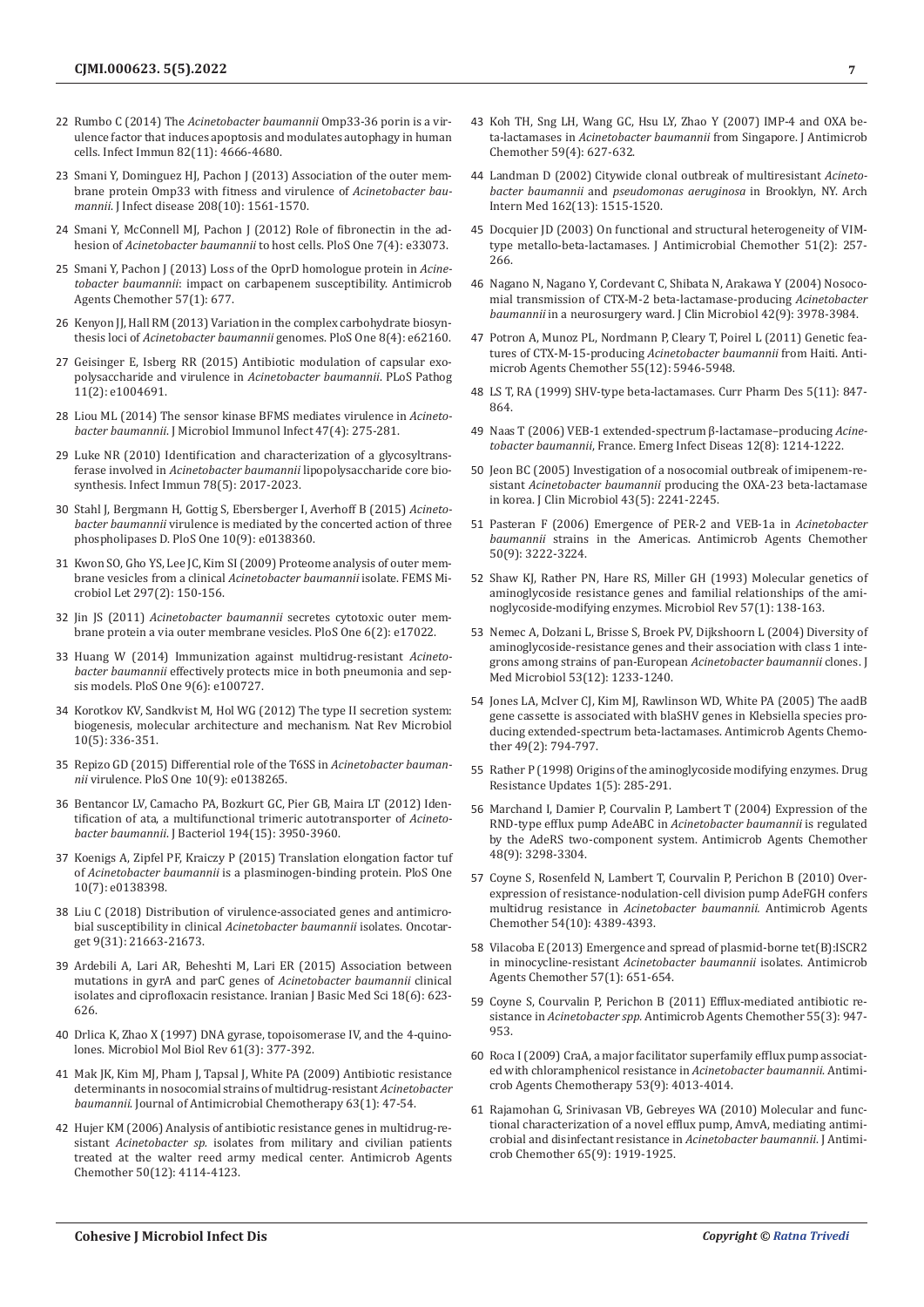22 Rumbo C (2014) The *Acinetobacter baumannii* Omp33-36 porin is a virulence factor that induces apoptosis and modulates autophagy in human cells. Infect Immun 82(11): 4666-4680.

23 Smani Y, Dominguez HJ, Pachon J (2013) Association of the outer membrane protein Omp33 with fitness and virulence of *Acinetobacter baumannii.* J Infect disease 208(10): 1561-1570.

24 Smani Y, McConnell MJ, Pachon J (2012) Role of fibronectin in the adhesion of *Acinetobacter baumannii* to host cells. PloS One 7(4): e33073.

25 Smani Y, Pachon J (2013) Loss of the OprD homologue protein in *Acinetobacter baumannii*: impact on carbapenem susceptibility. Antimicrob Agents Chemother 57(1): 677.

26 Kenyon JJ, Hall RM (2013) Variation in the complex carbohydrate biosynthesis loci of *Acinetobacter baumannii* genomes. PloS One 8(4): e62160.

27 Geisinger E, Isberg RR (2015) Antibiotic modulation of capsular exopolysaccharide and virulence in *Acinetobacter baumannii*. PLoS Pathog 11(2): e1004691.

28 Liou ML (2014) The sensor kinase BFMS mediates virulence in *Acinetobacter baumannii*. J Microbiol Immunol Infect 47(4): 275-281.

29 Luke NR (2010) Identification and characterization of a glycosyltransferase involved in *Acinetobacter baumannii* lipopolysaccharide core biosynthesis. Infect Immun 78(5): 2017-2023.

30 Stahl J, Bergmann H, Gottig S, Ebersberger I, Averhoff B (2015) *Acinetobacter baumannii* virulence is mediated by the concerted action of three phospholipases D. PloS One 10(9): e0138360.

31 Kwon SO, Gho YS, Lee JC, Kim SI (2009) Proteome analysis of outer membrane vesicles from a clinical *Acinetobacter baumannii* isolate. FEMS Microbiol Let 297(2): 150-156.

32 Jin JS (2011) *Acinetobacter baumannii* secretes cytotoxic outer membrane protein a via outer membrane vesicles. PloS One 6(2): e17022.

33 Huang W (2014) Immunization against multidrug-resistant *Acinetobacter baumannii* effectively protects mice in both pneumonia and sepsis models. PloS One 9(6): e100727.

34 Korotkov KV, Sandkvist M, Hol WG (2012) The type II secretion system: biogenesis, molecular architecture and mechanism. Nat Rev Microbiol 10(5): 336-351.

35 Repizo GD (2015) Differential role of the T6SS in *Acinetobacter baumannii* virulence. PloS One 10(9): e0138265.

36 Bentancor LV, Camacho PA, Bozkurt GC, Pier GB, Maira LT (2012) Identification of ata, a multifunctional trimeric autotransporter of *Acinetobacter baumannii*. J Bacteriol 194(15): 3950-3960.

37 Koenigs A, Zipfel PF, Kraiczy P (2015) Translation elongation factor tuf of *Acinetobacter baumannii* is a plasminogen-binding protein. PloS One 10(7): e0138398.

38 Liu C (2018) Distribution of virulence-associated genes and antimicrobial susceptibility in clinical *Acinetobacter baumannii* isolates. Oncotarget 9(31): 21663-21673.

39 Ardebili A, Lari AR, Beheshti M, Lari ER (2015) Association between mutations in gyrA and parC genes of *Acinetobacter baumannii* clinical isolates and ciprofloxacin resistance. Iranian J Basic Med Sci 18(6): 623-626.

40 Drlica K, Zhao X (1997) DNA gyrase, topoisomerase IV, and the 4-quinolones. Microbiol Mol Biol Rev 61(3): 377-392.

41 Mak JK, Kim MJ, Pham J, Tapsal J, White PA (2009) Antibiotic resistance determinants in nosocomial strains of multidrug-resistant *Acinetobacter baumannii.* Journal of Antimicrobial Chemotherapy 63(1): 47-54.

42 Hujer KM (2006) Analysis of antibiotic resistance genes in multidrug-resistant *Acinetobacter sp.* isolates from military and civilian patients treated at the walter reed army medical center. Antimicrob Agents Chemother 50(12): 4114-4123.

43 Koh TH, Sng LH, Wang GC, Hsu LY, Zhao Y (2007) IMP-4 and OXA beta-lactamases in *Acinetobacter baumannii* from Singapore. J Antimicrob Chemother 59(4): 627-632.

44 Landman D (2002) Citywide clonal outbreak of multiresistant *Acinetobacter baumannii* and *pseudomonas aeruginosa* in Brooklyn, NY. Arch Intern Med 162(13): 1515-1520.

45 Docquier JD (2003) On functional and structural heterogeneity of VIM-type metallo-beta-lactamases. J Antimicrobial Chemother 51(2): 257-266.

46 Nagano N, Nagano Y, Cordevant C, Shibata N, Arakawa Y (2004) Nosocomial transmission of CTX-M-2 beta-lactamase-producing *Acinetobacter baumannii* in a neurosurgery ward. J Clin Microbiol 42(9): 3978-3984.

47 Potron A, Munoz PL, Nordmann P, Cleary T, Poirel L (2011) Genetic features of CTX-M-15-producing *Acinetobacter baumannii* from Haiti. Antimicrob Agents Chemother 55(12): 5946-5948.

48 LS T, RA (1999) SHV-type beta-lactamases. Curr Pharm Des 5(11): 847-864.

49 Naas T (2006) VEB-1 extended-spectrum β-lactamase–producing *Acinetobacter baumannii*, France. Emerg Infect Diseas 12(8): 1214-1222.

50 Jeon BC (2005) Investigation of a nosocomial outbreak of imipenem-resistant *Acinetobacter baumannii* producing the OXA-23 beta-lactamase in korea. J Clin Microbiol 43(5): 2241-2245.

51 Pasteran F (2006) Emergence of PER-2 and VEB-1a in *Acinetobacter baumannii* strains in the Americas. Antimicrob Agents Chemother 50(9): 3222-3224.

52 Shaw KJ, Rather PN, Hare RS, Miller GH (1993) Molecular genetics of aminoglycoside resistance genes and familial relationships of the aminoglycoside-modifying enzymes. Microbiol Rev 57(1): 138-163.

53 Nemec A, Dolzani L, Brisse S, Broek PV, Dijkshoorn L (2004) Diversity of aminoglycoside-resistance genes and their association with class 1 integrons among strains of pan-European *Acinetobacter baumannii* clones. J Med Microbiol 53(12): 1233-1240.

54 Jones LA, McIver CJ, Kim MJ, Rawlinson WD, White PA (2005) The aadB gene cassette is associated with blaSHV genes in Klebsiella species producing extended-spectrum beta-lactamases. Antimicrob Agents Chemother 49(2): 794-797.

55 Rather P (1998) Origins of the aminoglycoside modifying enzymes. Drug Resistance Updates 1(5): 285-291.

56 Marchand I, Damier P, Courvalin P, Lambert T (2004) Expression of the RND-type efflux pump AdeABC in *Acinetobacter baumannii* is regulated by the AdeRS two-component system. Antimicrob Agents Chemother 48(9): 3298-3304.

57 Coyne S, Rosenfeld N, Lambert T, Courvalin P, Perichon B (2010) Overexpression of resistance-nodulation-cell division pump AdeFGH confers multidrug resistance in *Acinetobacter baumannii.* Antimicrob Agents Chemother 54(10): 4389-4393.

58 Vilacoba E (2013) Emergence and spread of plasmid-borne tet(B):ISCR2 in minocycline-resistant *Acinetobacter baumannii* isolates. Antimicrob Agents Chemother 57(1): 651-654.

59 Coyne S, Courvalin P, Perichon B (2011) Efflux-mediated antibiotic resistance in *Acinetobacter spp*. Antimicrob Agents Chemother 55(3): 947-953.

60 Roca I (2009) CraA, a major facilitator superfamily efflux pump associated with chloramphenicol resistance in *Acinetobacter baumannii.* Antimicrob Agents Chemotherapy 53(9): 4013-4014.

61 Rajamohan G, Srinivasan VB, Gebreyes WA (2010) Molecular and functional characterization of a novel efflux pump, AmvA, mediating antimicrobial and disinfectant resistance in *Acinetobacter baumannii.* J Antimicrob Chemother 65(9): 1919-1925.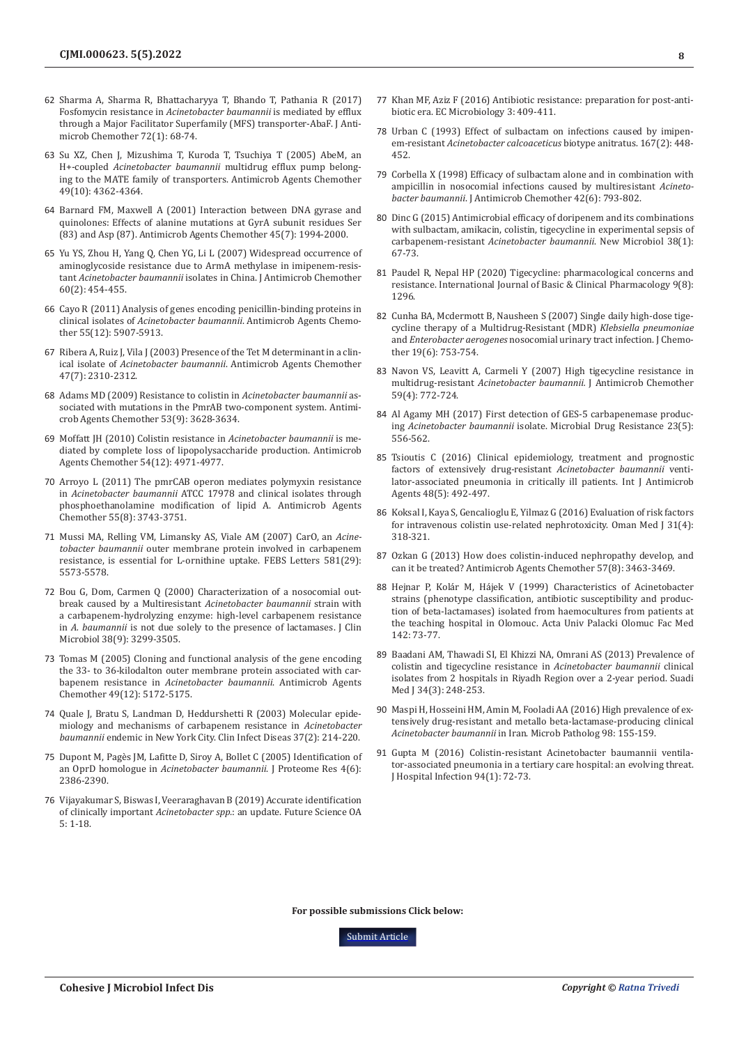62 Sharma A, Sharma R, Bhattacharyya T, Bhando T, Pathania R (2017) Fosfomycin resistance in *Acinetobacter baumannii* is mediated by efflux through a Major Facilitator Superfamily (MFS) transporter-AbaF. J Antimicrob Chemother 72(1): 68-74.

63 Su XZ, Chen J, Mizushima T, Kuroda T, Tsuchiya T (2005) AbeM, an H+-coupled *Acinetobacter baumannii* multidrug efflux pump belonging to the MATE family of transporters. Antimicrob Agents Chemother 49(10): 4362-4364.

64 Barnard FM, Maxwell A (2001) Interaction between DNA gyrase and quinolones: Effects of alanine mutations at GyrA subunit residues Ser (83) and Asp (87). Antimicrob Agents Chemother 45(7): 1994-2000.

65 Yu YS, Zhou H, Yang Q, Chen YG, Li L (2007) Widespread occurrence of aminoglycoside resistance due to ArmA methylase in imipenem-resistant *Acinetobacter baumannii* isolates in China. J Antimicrob Chemother 60(2): 454-455.

66 Cayo R (2011) Analysis of genes encoding penicillin-binding proteins in clinical isolates of *Acinetobacter baumannii*. Antimicrob Agents Chemother 55(12): 5907-5913.

67 Ribera A, Ruiz J, Vila J (2003) Presence of the Tet M determinant in a clinical isolate of *Acinetobacter baumannii*. Antimicrob Agents Chemother 47(7): 2310-2312.

68 Adams MD (2009) Resistance to colistin in *Acinetobacter baumannii* associated with mutations in the PmrAB two-component system. Antimicrob Agents Chemother 53(9): 3628-3634.

69 Moffatt JH (2010) Colistin resistance in *Acinetobacter baumannii* is mediated by complete loss of lipopolysaccharide production. Antimicrob Agents Chemother 54(12): 4971-4977.

70 Arroyo L (2011) The pmrCAB operon mediates polymyxin resistance in *Acinetobacter baumannii* ATCC 17978 and clinical isolates through phosphoethanolamine modification of lipid A. Antimicrob Agents Chemother 55(8): 3743-3751.

71 Mussi MA, Relling VM, Limansky AS, Viale AM (2007) CarO, an *Acinetobacter baumannii* outer membrane protein involved in carbapenem resistance, is essential for L-ornithine uptake. FEBS Letters 581(29): 5573-5578.

72 Bou G, Dom, Carmen Q (2000) Characterization of a nosocomial outbreak caused by a Multiresistant *Acinetobacter baumannii* strain with a carbapenem-hydrolyzing enzyme: high-level carbapenem resistance in *A. baumannii* is not due solely to the presence of lactamases. J Clin Microbiol 38(9): 3299-3505.

73 Tomas M (2005) Cloning and functional analysis of the gene encoding the 33- to 36-kilodalton outer membrane protein associated with carbapenem resistance in *Acinetobacter baumannii*. Antimicrob Agents Chemother 49(12): 5172-5175.

74 Quale J, Bratu S, Landman D, Heddurshetti R (2003) Molecular epidemiology and mechanisms of carbapenem resistance in *Acinetobacter baumannii* endemic in New York City. Clin Infect Diseas 37(2): 214-220.

75 Dupont M, Pagès JM, Lafitte D, Siroy A, Bollet C (2005) Identification of an OprD homologue in *Acinetobacter baumannii*. J Proteome Res 4(6): 2386-2390.

76 Vijayakumar S, Biswas I, Veeraraghavan B (2019) Accurate identification of clinically important *Acinetobacter spp.*: an update. Future Science OA 5: 1-18.

77 Khan MF, Aziz F (2016) Antibiotic resistance: preparation for post-antibiotic era. EC Microbiology 3: 409-411.

78 Urban C (1993) Effect of sulbactam on infections caused by imipenem-resistant *Acinetobacter calcoaceticus* biotype anitratus. 167(2): 448-452.

79 Corbella X (1998) Efficacy of sulbactam alone and in combination with ampicillin in nosocomial infections caused by multiresistant *Acinetobacter baumannii*. J Antimicrob Chemother 42(6): 793-802.

80 Dinc G (2015) Antimicrobial efficacy of doripenem and its combinations with sulbactam, amikacin, colistin, tigecycline in experimental sepsis of carbapenem-resistant *Acinetobacter baumannii*. New Microbiol 38(1): 67-73.

81 Paudel R, Nepal HP (2020) Tigecycline: pharmacological concerns and resistance. International Journal of Basic & Clinical Pharmacology 9(8): 1296.

82 Cunha BA, Mcdermott B, Nausheen S (2007) Single daily high-dose tigecycline therapy of a Multidrug-Resistant (MDR) *Klebsiella pneumoniae* and *Enterobacter aerogenes* nosocomial urinary tract infection. J Chemother 19(6): 753-754.

83 Navon VS, Leavitt A, Carmeli Y (2007) High tigecycline resistance in multidrug-resistant *Acinetobacter baumannii*. J Antimicrob Chemother 59(4): 772-724.

84 Al Agamy MH (2017) First detection of GES-5 carbapenemase producing *Acinetobacter baumannii* isolate. Microbial Drug Resistance 23(5): 556-562.

85 Tsioutis C (2016) Clinical epidemiology, treatment and prognostic factors of extensively drug-resistant *Acinetobacter baumannii* ventilator-associated pneumonia in critically ill patients. Int J Antimicrob Agents 48(5): 492-497.

86 Koksal I, Kaya S, Gencalioglu E, Yilmaz G (2016) Evaluation of risk factors for intravenous colistin use-related nephrotoxicity. Oman Med J 31(4): 318-321.

87 Ozkan G (2013) How does colistin-induced nephropathy develop, and can it be treated? Antimicrob Agents Chemother 57(8): 3463-3469.

88 Hejnar P, Kolár M, Hájek V (1999) Characteristics of Acinetobacter strains (phenotype classification, antibiotic susceptibility and production of beta-lactamases) isolated from haemocultures from patients at the teaching hospital in Olomouc. Acta Univ Palacki Olomuc Fac Med 142: 73-77.

89 Baadani AM, Thawadi SI, El Khizzi NA, Omrani AS (2013) Prevalence of colistin and tigecycline resistance in *Acinetobacter baumannii* clinical isolates from 2 hospitals in Riyadh Region over a 2-year period. Suadi Med J 34(3): 248-253.

90 Maspi H, Hosseini HM, Amin M, Fooladi AA (2016) High prevalence of extensively drug-resistant and metallo beta-lactamase-producing clinical *Acinetobacter baumannii* in Iran. Microb Patholog 98: 155-159.

91 Gupta M (2016) Colistin-resistant Acinetobacter baumannii ventilator-associated pneumonia in a tertiary care hospital: an evolving threat. J Hospital Infection 94(1): 72-73.

**For possible submissions Click below:**

Submit Article